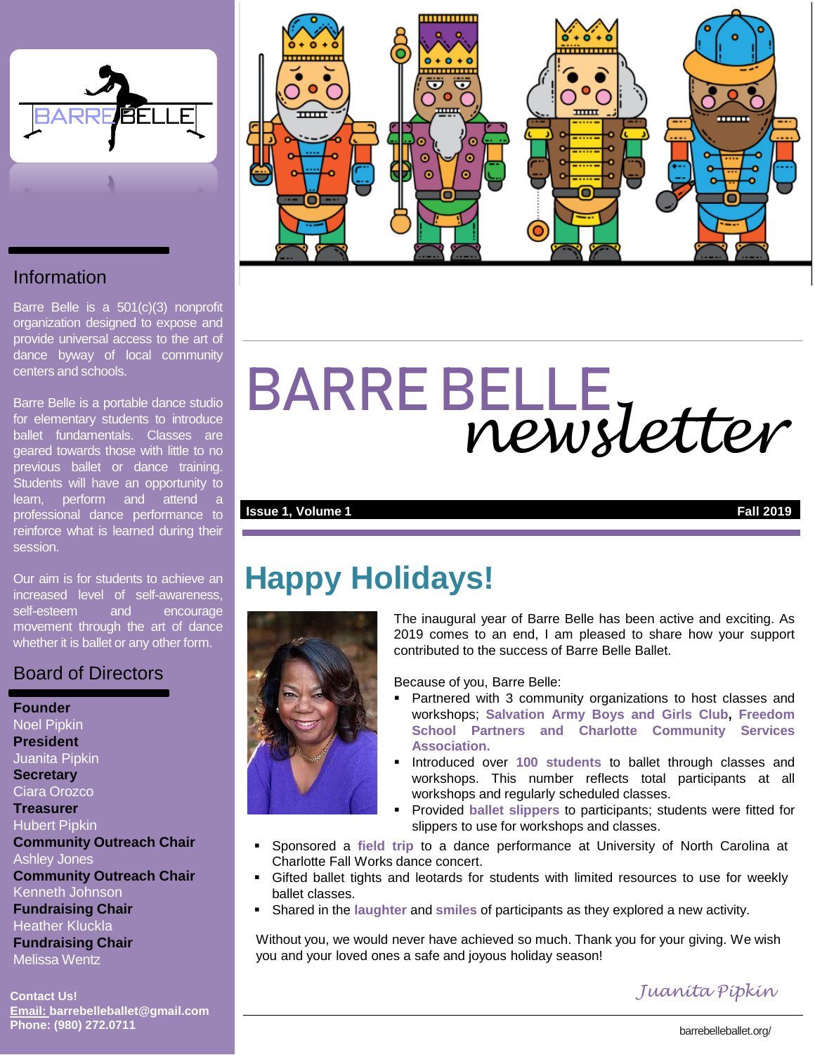# BARRE BELLE *newsletter*

**Issue 1, Volume 1** **Fall 2019**

## Happy Holidays!

The inaugural year of Barre Belle has been active and exciting. As 2019 comes to an end, I am pleased to share how your support contributed to the success of Barre Belle Ballet.

Because of you, Barre Belle:

- Partnered with 3 community organizations to host classes and workshops; **Salvation Army Boys and Girls Club, Freedom School Partners and Charlotte Community Services Association.**
- Introduced over **100 students** to ballet through classes and workshops. This number reflects total participants at all workshops and regularly scheduled classes.
- Provided **ballet slippers** to participants; students were fitted for slippers to use for workshops and classes.
- Sponsored a **field trip** to a dance performance at University of North Carolina at Charlotte Fall Works dance concert.
- Gifted ballet tights and leotards for students with limited resources to use for weekly ballet classes.
- Shared in the **laughter** and **smiles** of participants as they explored a new activity.

Without you, we would never have achieved so much. Thank you for your giving. We wish you and your loved ones a safe and joyous holiday season!

*Juanita Pipkin*

## Information

Barre Belle is a 501(c)(3) nonprofit organization designed to expose and provide universal access to the art of dance byway of local community centers and schools.

Barre Belle is a portable dance studio for elementary students to introduce ballet fundamentals. Classes are geared towards those with little to no previous ballet or dance training. Students will have an opportunity to learn, perform and attend a professional dance performance to reinforce what is learned during their session.

Our aim is for students to achieve an increased level of self-awareness, self-esteem and encourage movement through the art of dance whether it is ballet or any other form.

## Board of Directors

**Founder**
Noel Pipkin
**President**
Juanita Pipkin
**Secretary**
Ciara Orozco
**Treasurer**
Hubert Pipkin
**Community Outreach Chair**
Ashley Jones
**Community Outreach Chair**
Kenneth Johnson
**Fundraising Chair**
Heather Kluckla
**Fundraising Chair**
Melissa Wentz

**Contact Us!**
**Email: barrebelleballet@gmail.com**
**Phone: (980) 272.0711**

barrebelleballet.org/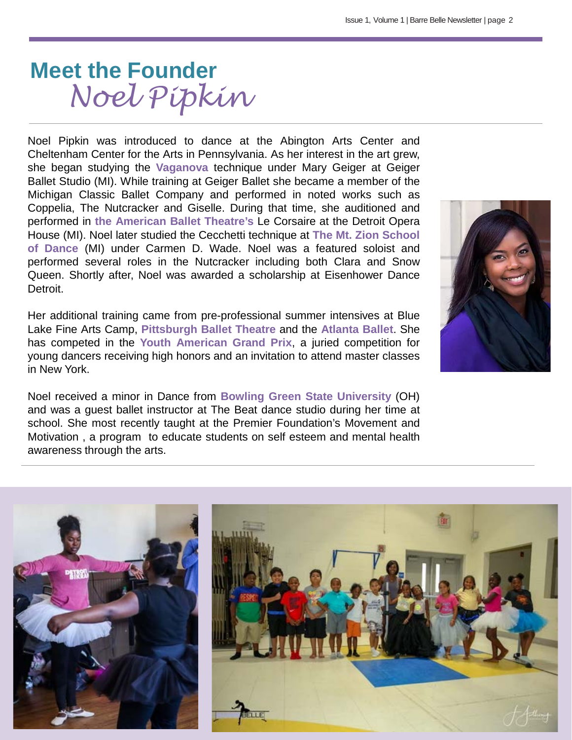# Meet the Founder

## *Noel Pipkin*

Noel Pipkin was introduced to dance at the Abington Arts Center and Cheltenham Center for the Arts in Pennsylvania. As her interest in the art grew, she began studying the **Vaganova** technique under Mary Geiger at Geiger Ballet Studio (MI). While training at Geiger Ballet she became a member of the Michigan Classic Ballet Company and performed in noted works such as Coppelia, The Nutcracker and Giselle. During that time, she auditioned and performed in **the American Ballet Theatre's** Le Corsaire at the Detroit Opera House (MI). Noel later studied the Cecchetti technique at **The Mt. Zion School of Dance** (MI) under Carmen D. Wade. Noel was a featured soloist and performed several roles in the Nutcracker including both Clara and Snow Queen. Shortly after, Noel was awarded a scholarship at Eisenhower Dance Detroit.

Her additional training came from pre-professional summer intensives at Blue Lake Fine Arts Camp, **Pittsburgh Ballet Theatre** and the **Atlanta Ballet**. She has competed in the **Youth American Grand Prix**, a juried competition for young dancers receiving high honors and an invitation to attend master classes in New York.

Noel received a minor in Dance from **Bowling Green State University** (OH) and was a guest ballet instructor at The Beat dance studio during her time at school. She most recently taught at the Premier Foundation's Movement and Motivation , a program to educate students on self esteem and mental health awareness through the arts.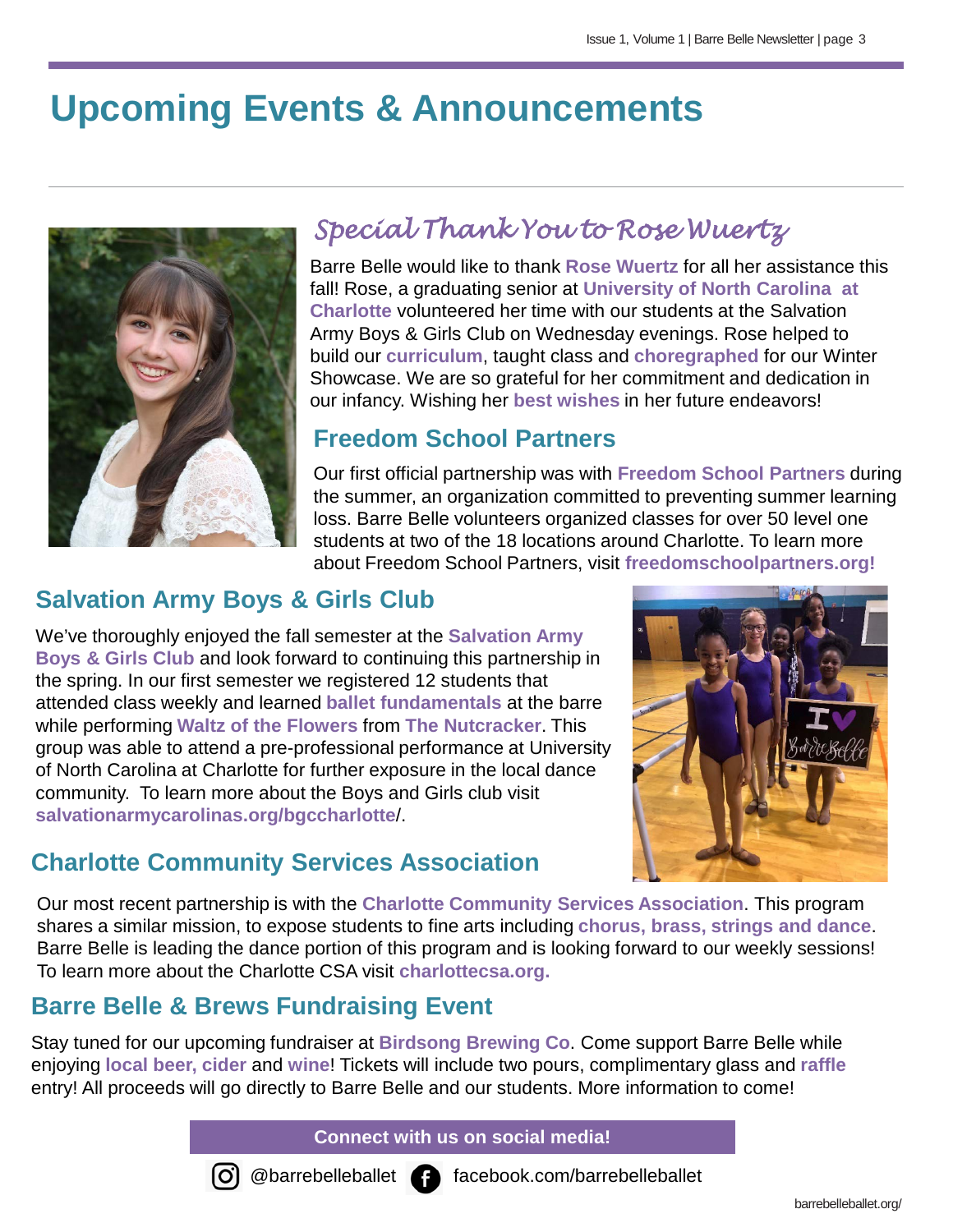# Upcoming Events & Announcements

## *Special Thank You to Rose Wuertz*

Barre Belle would like to thank **Rose Wuertz** for all her assistance this fall! Rose, a graduating senior at **University of North Carolina at Charlotte** volunteered her time with our students at the Salvation Army Boys & Girls Club on Wednesday evenings. Rose helped to build our **curriculum**, taught class and **choregraphed** for our Winter Showcase. We are so grateful for her commitment and dedication in our infancy. Wishing her **best wishes** in her future endeavors!

## Freedom School Partners

Our first official partnership was with **Freedom School Partners** during the summer, an organization committed to preventing summer learning loss. Barre Belle volunteers organized classes for over 50 level one students at two of the 18 locations around Charlotte. To learn more about Freedom School Partners, visit **freedomschoolpartners.org!**

## Salvation Army Boys & Girls Club

We've thoroughly enjoyed the fall semester at the **Salvation Army Boys & Girls Club** and look forward to continuing this partnership in the spring. In our first semester we registered 12 students that attended class weekly and learned **ballet fundamentals** at the barre while performing **Waltz of the Flowers** from **The Nutcracker**. This group was able to attend a pre-professional performance at University of North Carolina at Charlotte for further exposure in the local dance community. To learn more about the Boys and Girls club visit **salvationarmycarolinas.org/bgccharlotte**/.

## Charlotte Community Services Association

Our most recent partnership is with the **Charlotte Community Services Association**. This program shares a similar mission, to expose students to fine arts including **chorus, brass, strings and dance**. Barre Belle is leading the dance portion of this program and is looking forward to our weekly sessions! To learn more about the Charlotte CSA visit **charlottecsa.org.**

## Barre Belle & Brews Fundraising Event

Stay tuned for our upcoming fundraiser at **Birdsong Brewing Co**. Come support Barre Belle while enjoying **local beer, cider** and **wine**! Tickets will include two pours, complimentary glass and **raffle** entry! All proceeds will go directly to Barre Belle and our students. More information to come!

**Connect with us on social media!**

@barrebelleballet facebook.com/barrebelleballet

barrebelleballet.org/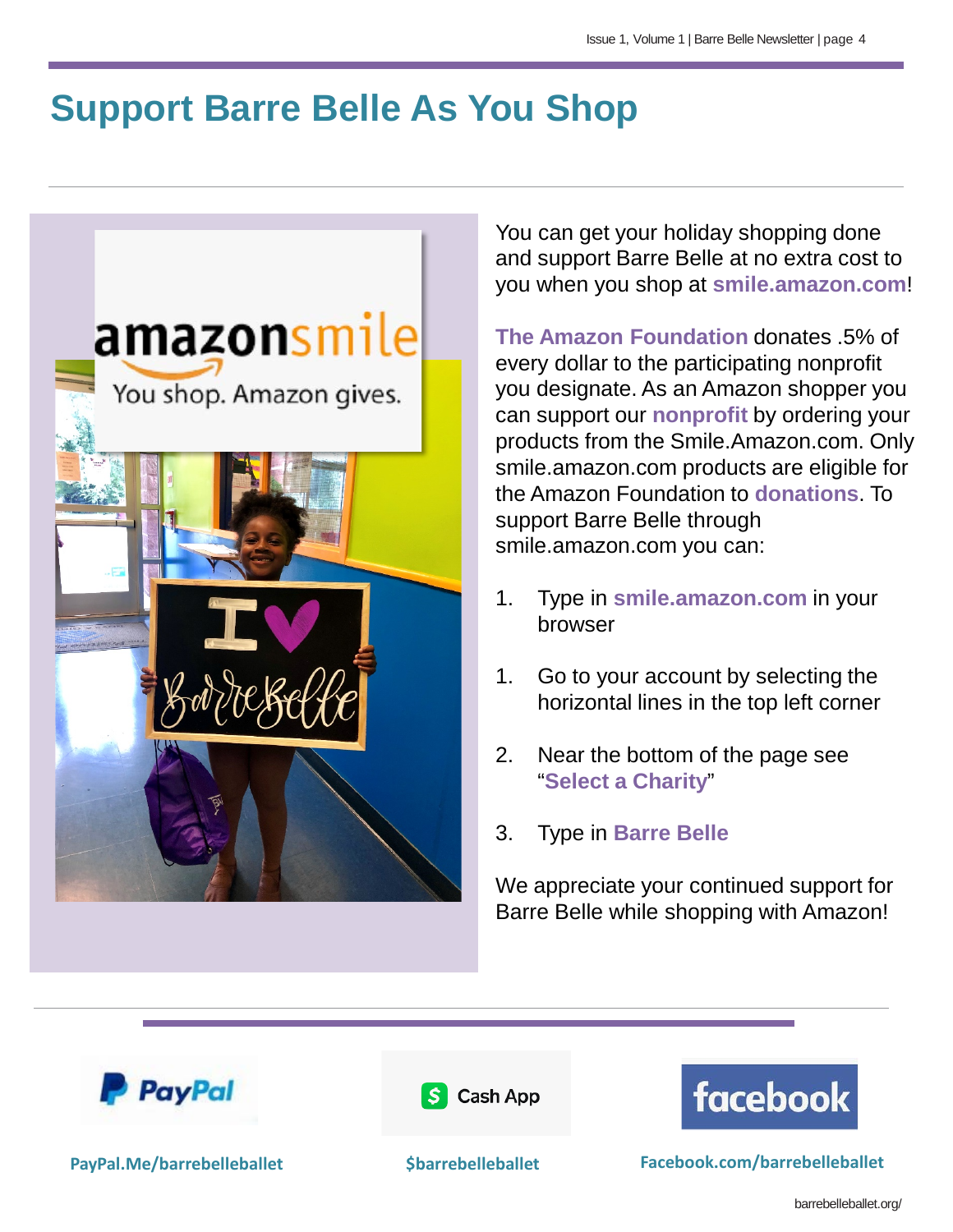# Support Barre Belle As You Shop

You can get your holiday shopping done and support Barre Belle at no extra cost to you when you shop at **smile.amazon.com**!

**The Amazon Foundation** donates .5% of every dollar to the participating nonprofit you designate. As an Amazon shopper you can support our **nonprofit** by ordering your products from the Smile.Amazon.com. Only smile.amazon.com products are eligible for the Amazon Foundation to **donations**. To support Barre Belle through smile.amazon.com you can:

1. Type in **smile.amazon.com** in your browser

1. Go to your account by selecting the horizontal lines in the top left corner

2. Near the bottom of the page see "**Select a Charity**"

3. Type in **Barre Belle**

We appreciate your continued support for Barre Belle while shopping with Amazon!

**PayPal.Me/barrebelleballet**

**$barrebelleballet**

**Facebook.com/barrebelleballet**

barrebelleballet.org/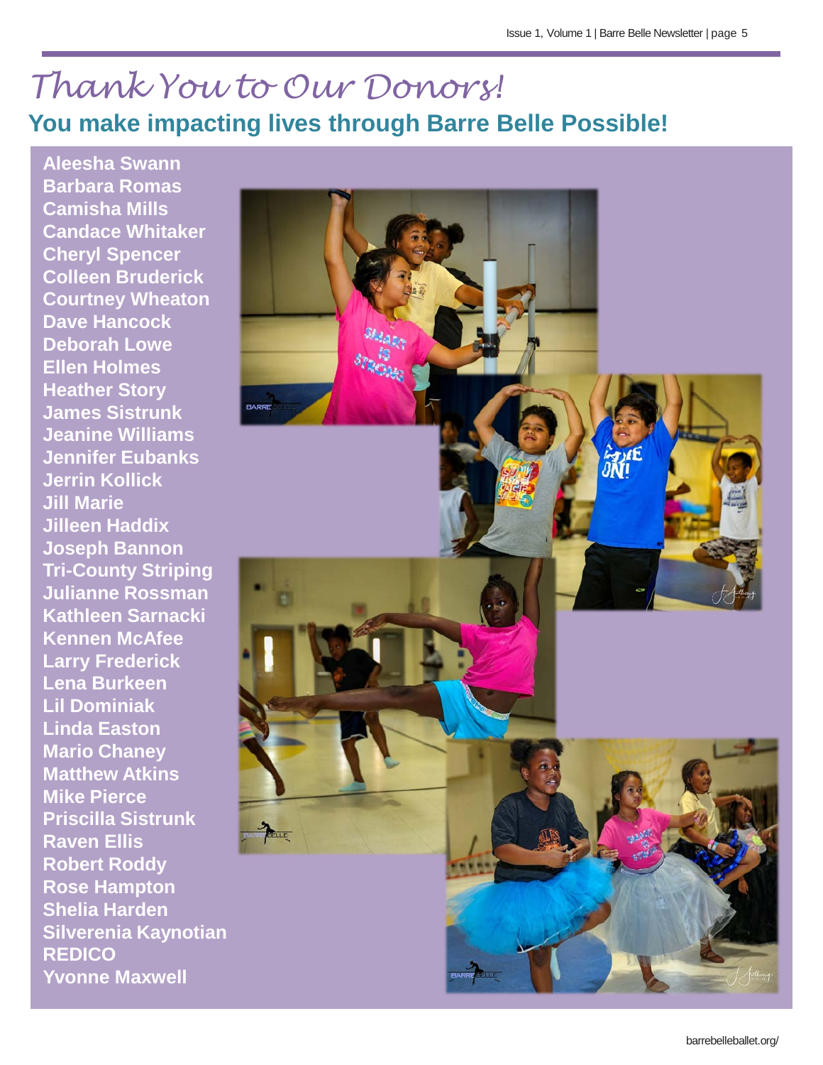# Thank You to Our Donors!

## You make impacting lives through Barre Belle Possible!

**Aleesha Swann**
**Barbara Romas**
**Camisha Mills**
**Candace Whitaker**
**Cheryl Spencer**
**Colleen Bruderick**
**Courtney Wheaton**
**Dave Hancock**
**Deborah Lowe**
**Ellen Holmes**
**Heather Story**
**James Sistrunk**
**Jeanine Williams**
**Jennifer Eubanks**
**Jerrin Kollick**
**Jill Marie**
**Jilleen Haddix**
**Joseph Bannon**
**Tri-County Striping**
**Julianne Rossman**
**Kathleen Sarnacki**
**Kennen McAfee**
**Larry Frederick**
**Lena Burkeen**
**Lil Dominiak**
**Linda Easton**
**Mario Chaney**
**Matthew Atkins**
**Mike Pierce**
**Priscilla Sistrunk**
**Raven Ellis**
**Robert Roddy**
**Rose Hampton**
**Shelia Harden**
**Silverenia Kaynotian**
**REDICO**
**Yvonne Maxwell**

barrebelleballet.org/